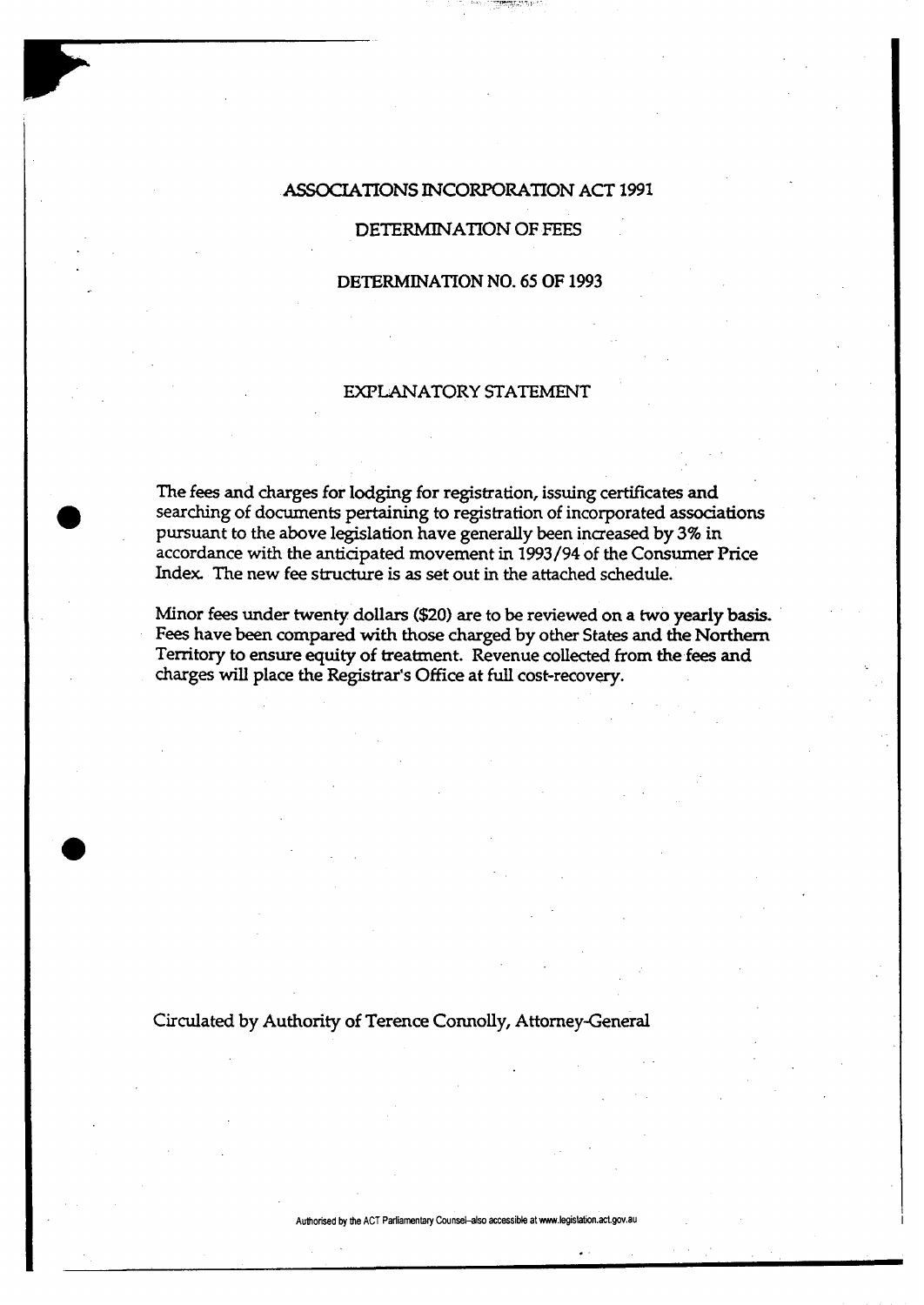# ASSOCIATIONS INCORPORATION ACT 1991

## DETERMINATION OF FEES

## DETERMINATION NO. 65 OF 1993

## EXPLANATORY STATEMENT

The fees and charges for lodging for registration, issuing certificates and searching of documents pertaining to registration of incorporated associations pursuant to the above legislation have generally been increased by 3% in accordance with the anticipated movement in 1993/94 of the Consumer Price Index. The new fee structure is as set out in the attached schedule.

Minor fees under twenty dollars ($20) are to be reviewed on a two yearly basis. Fees have been compared with those charged by other States and the Northern Territory to ensure equity of treatment. Revenue collected from the fees and charges will place the Registrar's Office at full cost-recovery.

Circulated by Authority of Terence Connolly, Attorney-General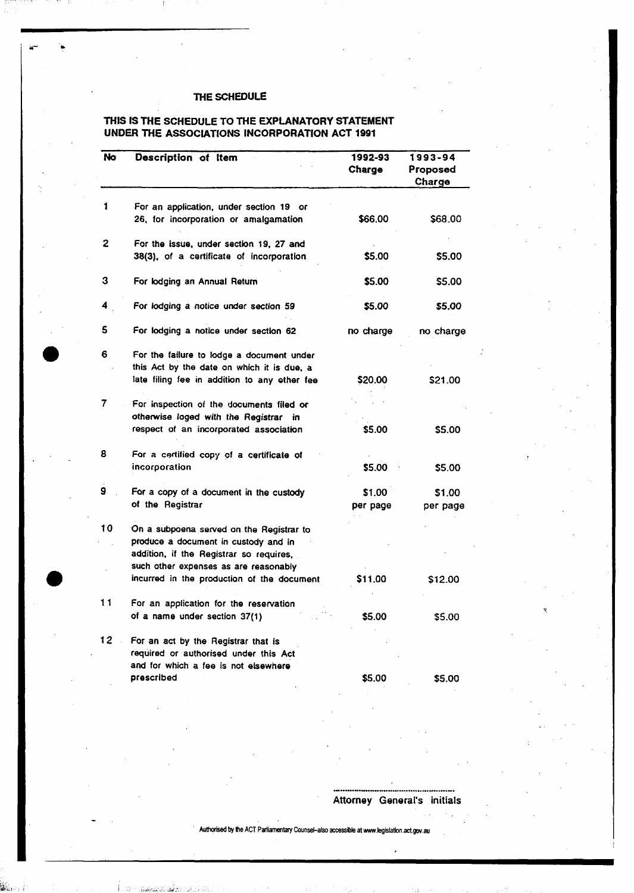**THE SCHEDULE**

**THIS IS THE SCHEDULE TO THE EXPLANATORY STATEMENT UNDER THE ASSOCIATIONS INCORPORATION ACT 1991**

| No | Description of Item | 1992-93 Charge | 1993-94 Proposed Charge |
|---|---|---|---|
| 1 | For an application, under section 19 or 26, for incorporation or amalgamation | $66.00 | $68.00 |
| 2 | For the issue, under section 19, 27 and 38(3), of a certificate of incorporation | $5.00 | $5.00 |
| 3 | For lodging an Annual Return | $5.00 | $5.00 |
| 4 | For lodging a notice under section 59 | $5.00 | $5.00 |
| 5 | For lodging a notice under section 62 | no charge | no charge |
| 6 | For the failure to lodge a document under this Act by the date on which it is due, a late filing fee in addition to any other fee | $20.00 | $21.00 |
| 7 | For inspection of the documents filed or otherwise loged with the Registrar in respect of an incorporated association | $5.00 | $5.00 |
| 8 | For a certified copy of a certificate of incorporation | $5.00 | $5.00 |
| 9 | For a copy of a document in the custody of the Registrar | $1.00 per page | $1.00 per page |
| 10 | On a subpoena served on the Registrar to produce a document in custody and in addition, if the Registrar so requires, such other expenses as are reasonably incurred in the production of the document | $11.00 | $12.00 |
| 11 | For an application for the reservation of a name under section 37(1) | $5.00 | $5.00 |
| 12 | For an act by the Registrar that is required or authorised under this Act and for which a fee is not elsewhere prescribed | $5.00 | $5.00 |

..............................................................

Attorney General's initials

Authorised by the ACT Parliamentary Counsel–also accessible at www.legislation.act.gov.au